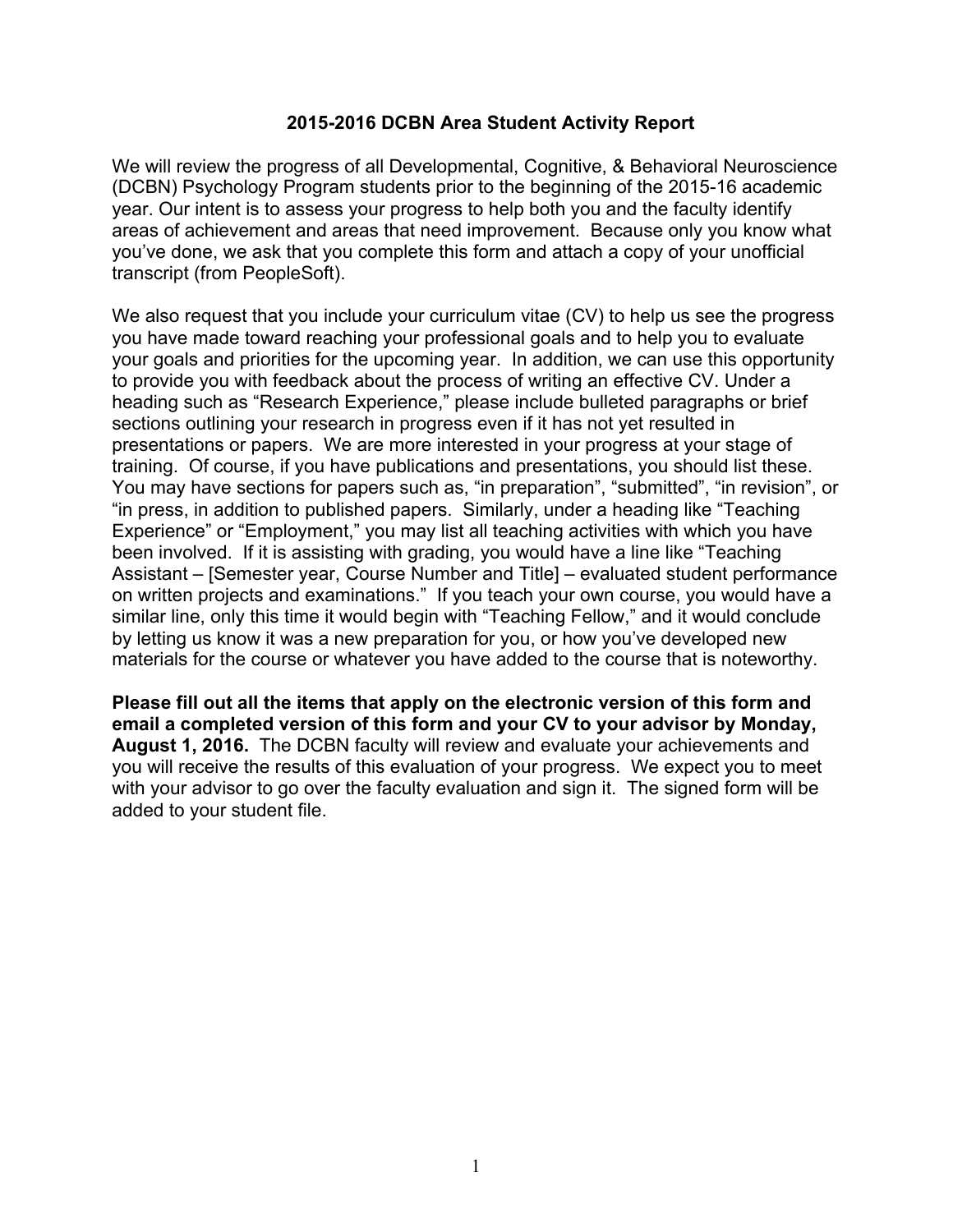# 2015-2016 DCBN Area Student Activity Report

We will review the progress of all Developmental, Cognitive, & Behavioral Neuroscience (DCBN) Psychology Program students prior to the beginning of the 2015-16 academic year. Our intent is to assess your progress to help both you and the faculty identify areas of achievement and areas that need improvement. Because only you know what you've done, we ask that you complete this form and attach a copy of your unofficial transcript (from PeopleSoft).

We also request that you include your curriculum vitae (CV) to help us see the progress you have made toward reaching your professional goals and to help you to evaluate your goals and priorities for the upcoming year. In addition, we can use this opportunity to provide you with feedback about the process of writing an effective CV. Under a heading such as "Research Experience," please include bulleted paragraphs or brief sections outlining your research in progress even if it has not yet resulted in presentations or papers. We are more interested in your progress at your stage of training. Of course, if you have publications and presentations, you should list these. You may have sections for papers such as, "in preparation", "submitted", "in revision", or "in press, in addition to published papers. Similarly, under a heading like "Teaching Experience" or "Employment," you may list all teaching activities with which you have been involved. If it is assisting with grading, you would have a line like "Teaching Assistant – [Semester year, Course Number and Title] – evaluated student performance on written projects and examinations." If you teach your own course, you would have a similar line, only this time it would begin with "Teaching Fellow," and it would conclude by letting us know it was a new preparation for you, or how you've developed new materials for the course or whatever you have added to the course that is noteworthy.

**Please fill out all the items that apply on the electronic version of this form and email a completed version of this form and your CV to your advisor by Monday, August 1, 2016.** The DCBN faculty will review and evaluate your achievements and you will receive the results of this evaluation of your progress. We expect you to meet with your advisor to go over the faculty evaluation and sign it. The signed form will be added to your student file.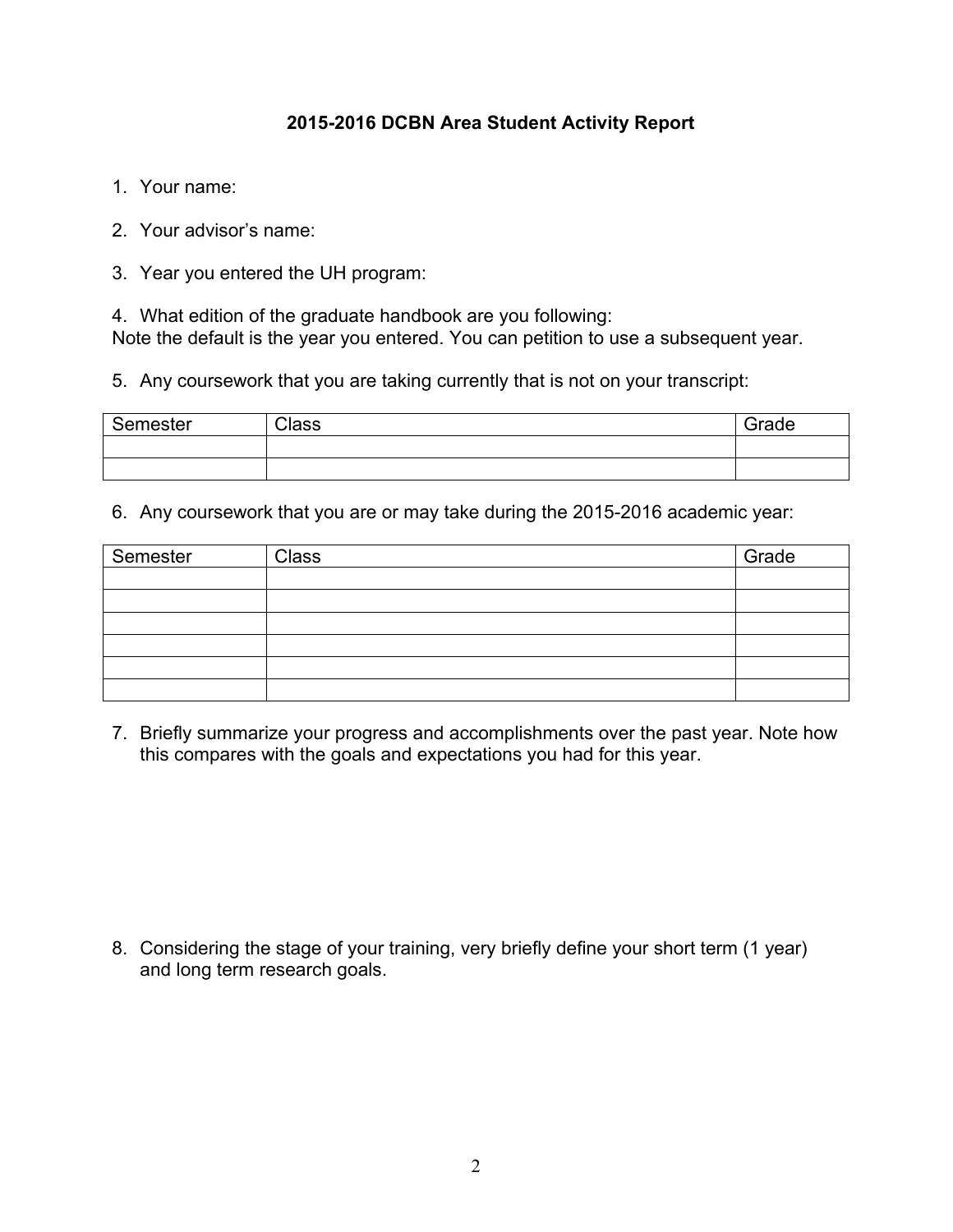**2015-2016 DCBN Area Student Activity Report**

1. Your name:
2. Your advisor's name:
3. Year you entered the UH program:
4. What edition of the graduate handbook are you following:

Note the default is the year you entered. You can petition to use a subsequent year.

5. Any coursework that you are taking currently that is not on your transcript:

| Semester | Class | Grade |
| --- | --- | --- |
| | | |
| | | |

6. Any coursework that you are or may take during the 2015-2016 academic year:

| Semester | Class | Grade |
| --- | --- | --- |
| | | |
| | | |
| | | |
| | | |
| | | |
| | | |

7. Briefly summarize your progress and accomplishments over the past year. Note how this compares with the goals and expectations you had for this year.

8. Considering the stage of your training, very briefly define your short term (1 year) and long term research goals.